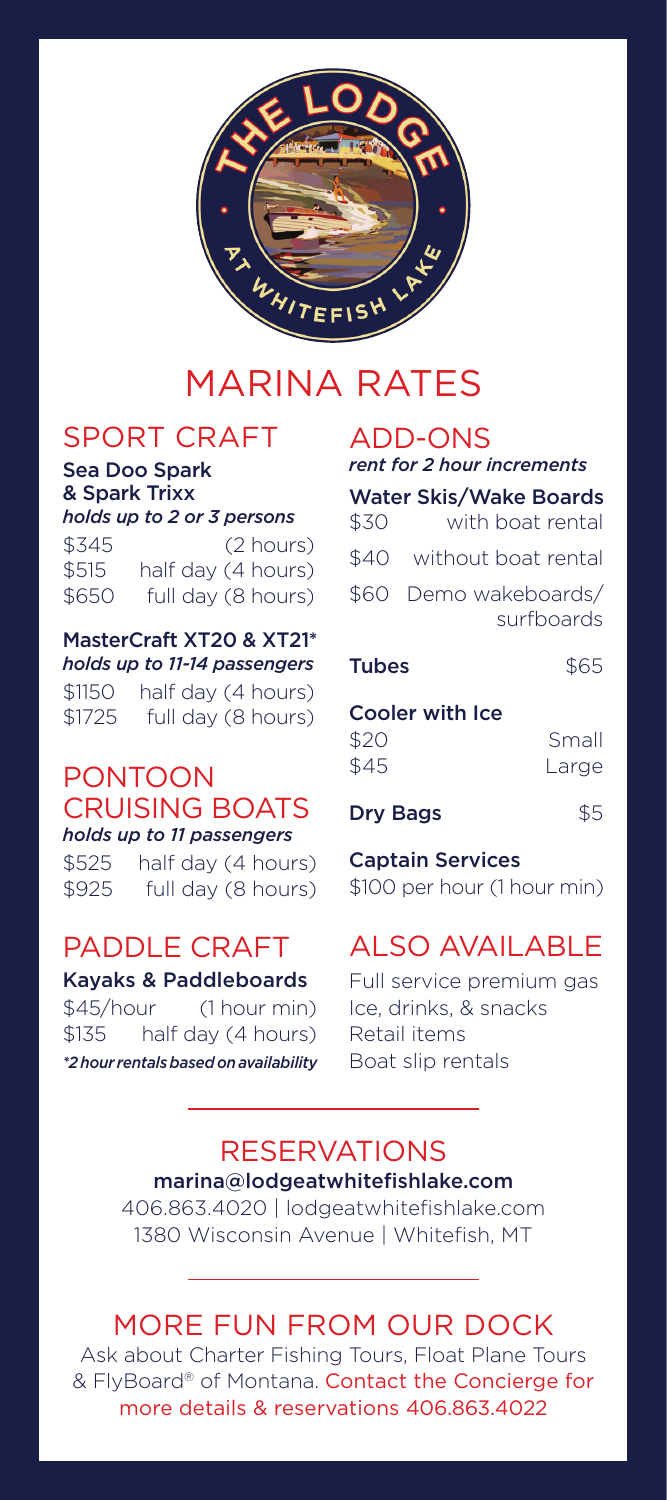# MARINA RATES

## SPORT CRAFT

**Sea Doo Spark & Spark Trixx**
*holds up to 2 or 3 persons*

| | |
|---|---|
| $345 | (2 hours) |
| $515 | half day (4 hours) |
| $650 | full day (8 hours) |

**MasterCraft XT20 & XT21***
*holds up to 11-14 passengers*

| | |
|---|---|
| $1150 | half day (4 hours) |
| $1725 | full day (8 hours) |

## PONTOON CRUISING BOATS

*holds up to 11 passengers*

| | |
|---|---|
| $525 | half day (4 hours) |
| $925 | full day (8 hours) |

## PADDLE CRAFT

**Kayaks & Paddleboards**

| | |
|---|---|
| $45/hour | (1 hour min) |
| $135 | half day (4 hours) |

*\*2 hour rentals based on availability*

## ADD-ONS

*rent for 2 hour increments*

**Water Skis/Wake Boards**

| | |
|---|---|
| $30 | with boat rental |
| $40 | without boat rental |
| $60 | Demo wakeboards/surfboards |

**Tubes** $65

**Cooler with Ice**

| | |
|---|---|
| $20 | Small |
| $45 | Large |

**Dry Bags** $5

**Captain Services**
$100 per hour (1 hour min)

## ALSO AVAILABLE

Full service premium gas
Ice, drinks, & snacks
Retail items
Boat slip rentals

## RESERVATIONS

**marina@lodgeatwhitefishlake.com**
406.863.4020 | lodgeatwhitefishlake.com
1380 Wisconsin Avenue | Whitefish, MT

## MORE FUN FROM OUR DOCK

Ask about Charter Fishing Tours, Float Plane Tours & FlyBoard® of Montana. Contact the Concierge for more details & reservations 406.863.4022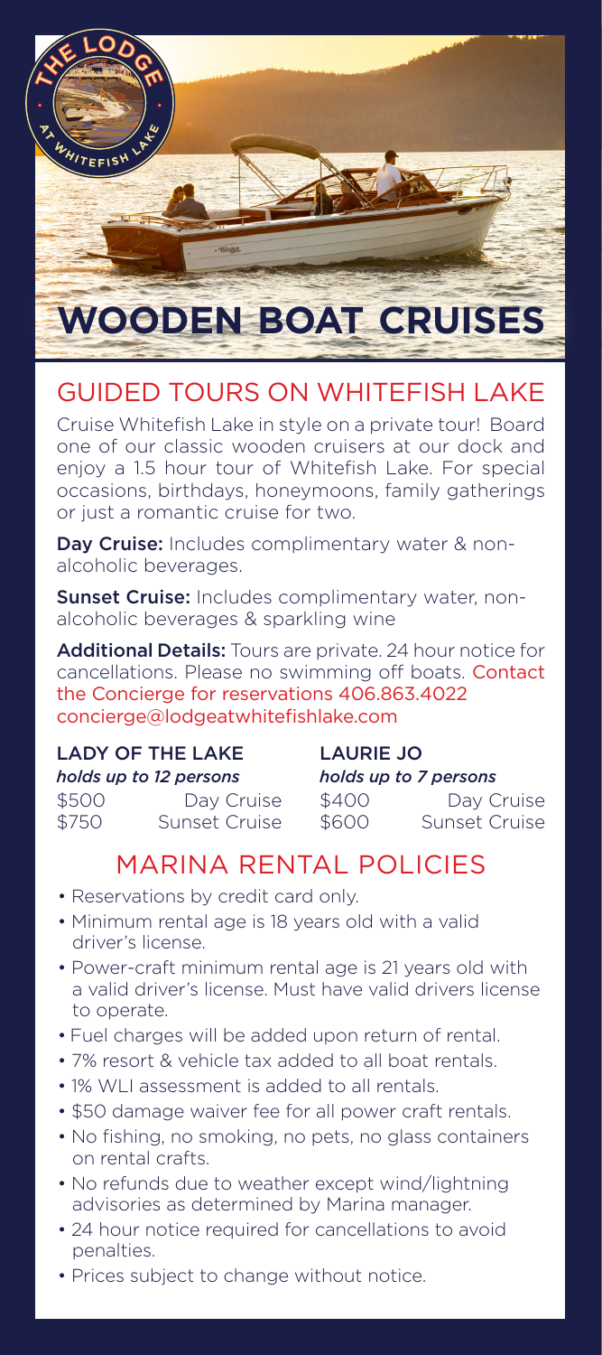THE LODGE AT WHITEFISH LAKE

# WOODEN BOAT CRUISES

## GUIDED TOURS ON WHITEFISH LAKE

Cruise Whitefish Lake in style on a private tour! Board one of our classic wooden cruisers at our dock and enjoy a 1.5 hour tour of Whitefish Lake. For special occasions, birthdays, honeymoons, family gatherings or just a romantic cruise for two.

**Day Cruise:** Includes complimentary water & non-alcoholic beverages.

**Sunset Cruise:** Includes complimentary water, non-alcoholic beverages & sparkling wine

**Additional Details:** Tours are private. 24 hour notice for cancellations. Please no swimming off boats. Contact the Concierge for reservations 406.863.4022 concierge@lodgeatwhitefishlake.com

**LADY OF THE LAKE**
*holds up to 12 persons*

| | |
|---|---|
| \$500 | Day Cruise |
| \$750 | Sunset Cruise |

**LAURIE JO**
*holds up to 7 persons*

| | |
|---|---|
| \$400 | Day Cruise |
| \$600 | Sunset Cruise |

## MARINA RENTAL POLICIES

- Reservations by credit card only.
- Minimum rental age is 18 years old with a valid driver's license.
- Power-craft minimum rental age is 21 years old with a valid driver's license. Must have valid drivers license to operate.
- Fuel charges will be added upon return of rental.
- 7% resort & vehicle tax added to all boat rentals.
- 1% WLI assessment is added to all rentals.
- \$50 damage waiver fee for all power craft rentals.
- No fishing, no smoking, no pets, no glass containers on rental crafts.
- No refunds due to weather except wind/lightning advisories as determined by Marina manager.
- 24 hour notice required for cancellations to avoid penalties.
- Prices subject to change without notice.